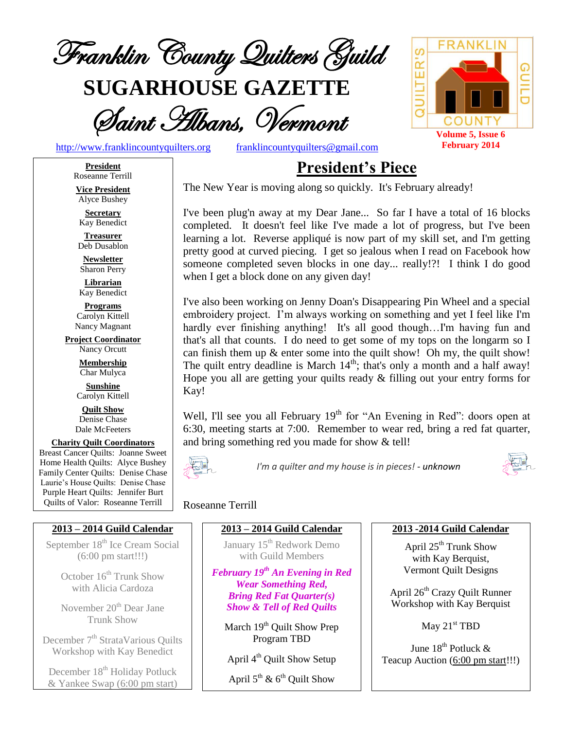# Franklin County Quilters Guild

# SUGARHOUSE GAZETTE

## Saint Albans, Vermont

http://www.franklincountyquilters.org franklincountyquilters@gmail.com

**Volume 5, Issue 6**
**February 2014**

**President**
Roseanne Terrill

**Vice President**
Alyce Bushey

**Secretary**
Kay Benedict

**Treasurer**
Deb Dusablon

**Newsletter**
Sharon Perry

**Librarian**
Kay Benedict

**Programs**
Carolyn Kittell
Nancy Magnant

**Project Coordinator**
Nancy Orcutt

**Membership**
Char Mulyca

**Sunshine**
Carolyn Kittell

**Quilt Show**
Denise Chase
Dale McFeeters

**Charity Quilt Coordinators**
Breast Cancer Quilts: Joanne Sweet
Home Health Quilts: Alyce Bushey
Family Center Quilts: Denise Chase
Laurie's House Quilts: Denise Chase
Purple Heart Quilts: Jennifer Burt
Quilts of Valor: Roseanne Terrill

## President's Piece

The New Year is moving along so quickly. It's February already!

I've been plug'n away at my Dear Jane... So far I have a total of 16 blocks completed. It doesn't feel like I've made a lot of progress, but I've been learning a lot. Reverse appliqué is now part of my skill set, and I'm getting pretty good at curved piecing. I get so jealous when I read on Facebook how someone completed seven blocks in one day... really!?! I think I do good when I get a block done on any given day!

I've also been working on Jenny Doan's Disappearing Pin Wheel and a special embroidery project. I'm always working on something and yet I feel like I'm hardly ever finishing anything! It's all good though…I'm having fun and that's all that counts. I do need to get some of my tops on the longarm so I can finish them up & enter some into the quilt show! Oh my, the quilt show! The quilt entry deadline is March 14th; that's only a month and a half away! Hope you all are getting your quilts ready & filling out your entry forms for Kay!

Well, I'll see you all February 19th for "An Evening in Red": doors open at 6:30, meeting starts at 7:00. Remember to wear red, bring a red fat quarter, and bring something red you made for show & tell!

*I'm a quilter and my house is in pieces! - unknown*

Roseanne Terrill

### 2013 – 2014 Guild Calendar

September 18th Ice Cream Social (6:00 pm start!!!)

October 16th Trunk Show with Alicia Cardoza

November 20th Dear Jane Trunk Show

December 7th StrataVarious Quilts Workshop with Kay Benedict

December 18th Holiday Potluck & Yankee Swap (6:00 pm start)

January 15th Redwork Demo with Guild Members

***February 19th An Evening in Red***
***Wear Something Red,***
***Bring Red Fat Quarter(s)***
***Show & Tell of Red Quilts***

March 19th Quilt Show Prep Program TBD

April 4th Quilt Show Setup

April 5th & 6th Quilt Show

April 25th Trunk Show with Kay Berquist, Vermont Quilt Designs

April 26th Crazy Quilt Runner Workshop with Kay Berquist

May 21st TBD

June 18th Potluck & Teacup Auction (6:00 pm start!!!)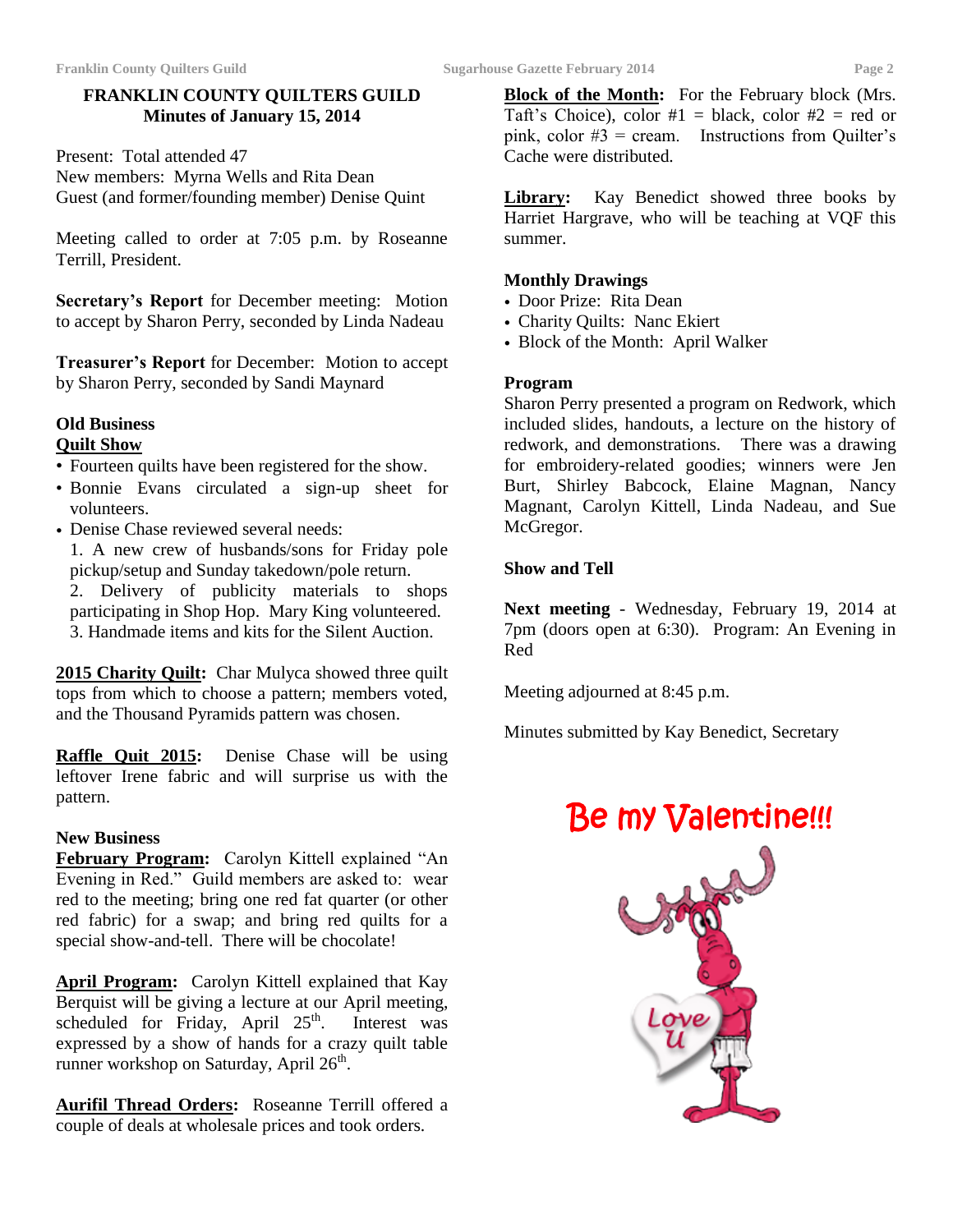## FRANKLIN COUNTY QUILTERS GUILD
### Minutes of January 15, 2014

Present: Total attended 47
New members: Myrna Wells and Rita Dean
Guest (and former/founding member) Denise Quint

Meeting called to order at 7:05 p.m. by Roseanne Terrill, President.

**Secretary's Report** for December meeting: Motion to accept by Sharon Perry, seconded by Linda Nadeau

**Treasurer's Report** for December: Motion to accept by Sharon Perry, seconded by Sandi Maynard

**Old Business**

**Quilt Show**

- Fourteen quilts have been registered for the show.
- Bonnie Evans circulated a sign-up sheet for volunteers.
- Denise Chase reviewed several needs:
  1. A new crew of husbands/sons for Friday pole pickup/setup and Sunday takedown/pole return.
  2. Delivery of publicity materials to shops participating in Shop Hop. Mary King volunteered.
  3. Handmade items and kits for the Silent Auction.

**2015 Charity Quilt:** Char Mulyca showed three quilt tops from which to choose a pattern; members voted, and the Thousand Pyramids pattern was chosen.

**Raffle Quit 2015:** Denise Chase will be using leftover Irene fabric and will surprise us with the pattern.

**New Business**

**February Program:** Carolyn Kittell explained "An Evening in Red." Guild members are asked to: wear red to the meeting; bring one red fat quarter (or other red fabric) for a swap; and bring red quilts for a special show-and-tell. There will be chocolate!

**April Program:** Carolyn Kittell explained that Kay Berquist will be giving a lecture at our April meeting, scheduled for Friday, April 25th. Interest was expressed by a show of hands for a crazy quilt table runner workshop on Saturday, April 26th.

**Aurifil Thread Orders:** Roseanne Terrill offered a couple of deals at wholesale prices and took orders.

**Block of the Month:** For the February block (Mrs. Taft's Choice), color #1 = black, color #2 = red or pink, color #3 = cream. Instructions from Quilter's Cache were distributed.

**Library:** Kay Benedict showed three books by Harriet Hargrave, who will be teaching at VQF this summer.

**Monthly Drawings**

- Door Prize: Rita Dean
- Charity Quilts: Nanc Ekiert
- Block of the Month: April Walker

**Program**

Sharon Perry presented a program on Redwork, which included slides, handouts, a lecture on the history of redwork, and demonstrations. There was a drawing for embroidery-related goodies; winners were Jen Burt, Shirley Babcock, Elaine Magnan, Nancy Magnant, Carolyn Kittell, Linda Nadeau, and Sue McGregor.

**Show and Tell**

**Next meeting** - Wednesday, February 19, 2014 at 7pm (doors open at 6:30). Program: An Evening in Red

Meeting adjourned at 8:45 p.m.

Minutes submitted by Kay Benedict, Secretary

Be my Valentine!!!

Love U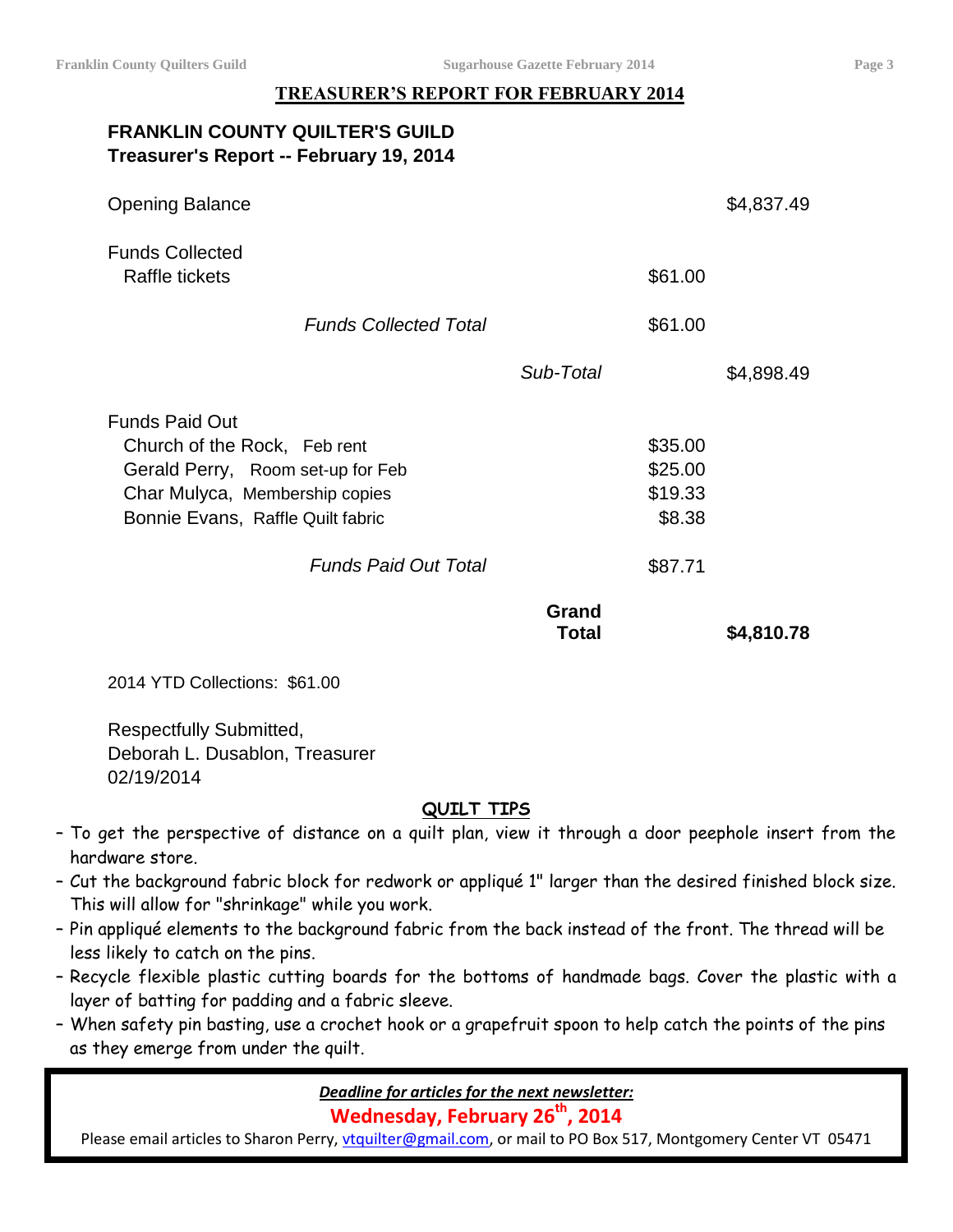## TREASURER'S REPORT FOR FEBRUARY 2014

**FRANKLIN COUNTY QUILTER'S GUILD**
**Treasurer's Report -- February 19, 2014**

| | | | |
|---|---|---|---|
| Opening Balance | | | $4,837.49 |
| Funds Collected | | | |
| Raffle tickets | | $61.00 | |
| *Funds Collected Total* | | $61.00 | |
| | *Sub-Total* | | $4,898.49 |
| Funds Paid Out | | | |
| Church of the Rock, Feb rent | | $35.00 | |
| Gerald Perry, Room set-up for Feb | | $25.00 | |
| Char Mulyca, Membership copies | | $19.33 | |
| Bonnie Evans, Raffle Quilt fabric | | $8.38 | |
| *Funds Paid Out Total* | | $87.71 | |
| | **Grand Total** | | **$4,810.78** |

2014 YTD Collections: $61.00

Respectfully Submitted,
Deborah L. Dusablon, Treasurer
02/19/2014

## QUILT TIPS

- To get the perspective of distance on a quilt plan, view it through a door peephole insert from the hardware store.
- Cut the background fabric block for redwork or appliqué 1" larger than the desired finished block size. This will allow for "shrinkage" while you work.
- Pin appliqué elements to the background fabric from the back instead of the front. The thread will be less likely to catch on the pins.
- Recycle flexible plastic cutting boards for the bottoms of handmade bags. Cover the plastic with a layer of batting for padding and a fabric sleeve.
- When safety pin basting, use a crochet hook or a grapefruit spoon to help catch the points of the pins as they emerge from under the quilt.

***Deadline for articles for the next newsletter:***

**Wednesday, February 26th, 2014**

Please email articles to Sharon Perry, vtquilter@gmail.com, or mail to PO Box 517, Montgomery Center VT 05471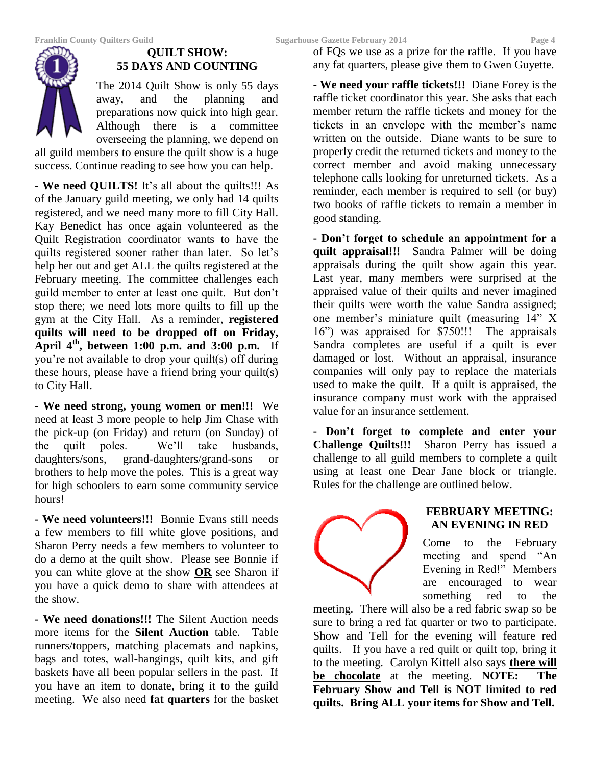## QUILT SHOW: 55 DAYS AND COUNTING

The 2014 Quilt Show is only 55 days away, and the planning and preparations now quick into high gear. Although there is a committee overseeing the planning, we depend on all guild members to ensure the quilt show is a huge success. Continue reading to see how you can help.

**- We need QUILTS!** It's all about the quilts!!! As of the January guild meeting, we only had 14 quilts registered, and we need many more to fill City Hall. Kay Benedict has once again volunteered as the Quilt Registration coordinator wants to have the quilts registered sooner rather than later. So let's help her out and get ALL the quilts registered at the February meeting. The committee challenges each guild member to enter at least one quilt. But don't stop there; we need lots more quilts to fill up the gym at the City Hall. As a reminder, **registered quilts will need to be dropped off on Friday, April 4th, between 1:00 p.m. and 3:00 p.m.** If you're not available to drop your quilt(s) off during these hours, please have a friend bring your quilt(s) to City Hall.

**- We need strong, young women or men!!!** We need at least 3 more people to help Jim Chase with the pick-up (on Friday) and return (on Sunday) of the quilt poles. We'll take husbands, daughters/sons, grand-daughters/grand-sons or brothers to help move the poles. This is a great way for high schoolers to earn some community service hours!

**- We need volunteers!!!** Bonnie Evans still needs a few members to fill white glove positions, and Sharon Perry needs a few members to volunteer to do a demo at the quilt show. Please see Bonnie if you can white glove at the show **OR** see Sharon if you have a quick demo to share with attendees at the show.

**- We need donations!!!** The Silent Auction needs more items for the **Silent Auction** table. Table runners/toppers, matching placemats and napkins, bags and totes, wall-hangings, quilt kits, and gift baskets have all been popular sellers in the past. If you have an item to donate, bring it to the guild meeting. We also need **fat quarters** for the basket of FQs we use as a prize for the raffle. If you have any fat quarters, please give them to Gwen Guyette.

**- We need your raffle tickets!!!** Diane Forey is the raffle ticket coordinator this year. She asks that each member return the raffle tickets and money for the tickets in an envelope with the member's name written on the outside. Diane wants to be sure to properly credit the returned tickets and money to the correct member and avoid making unnecessary telephone calls looking for unreturned tickets. As a reminder, each member is required to sell (or buy) two books of raffle tickets to remain a member in good standing.

**- Don't forget to schedule an appointment for a quilt appraisal!!!** Sandra Palmer will be doing appraisals during the quilt show again this year. Last year, many members were surprised at the appraised value of their quilts and never imagined their quilts were worth the value Sandra assigned; one member's miniature quilt (measuring 14" X 16") was appraised for $750!!! The appraisals Sandra completes are useful if a quilt is ever damaged or lost. Without an appraisal, insurance companies will only pay to replace the materials used to make the quilt. If a quilt is appraised, the insurance company must work with the appraised value for an insurance settlement.

**- Don't forget to complete and enter your Challenge Quilts!!!** Sharon Perry has issued a challenge to all guild members to complete a quilt using at least one Dear Jane block or triangle. Rules for the challenge are outlined below.

## FEBRUARY MEETING: AN EVENING IN RED

Come to the February meeting and spend "An Evening in Red!" Members are encouraged to wear something red to the meeting. There will also be a red fabric swap so be sure to bring a red fat quarter or two to participate. Show and Tell for the evening will feature red quilts. If you have a red quilt or quilt top, bring it to the meeting. Carolyn Kittell also says **there will be chocolate** at the meeting. **NOTE: The February Show and Tell is NOT limited to red quilts. Bring ALL your items for Show and Tell.**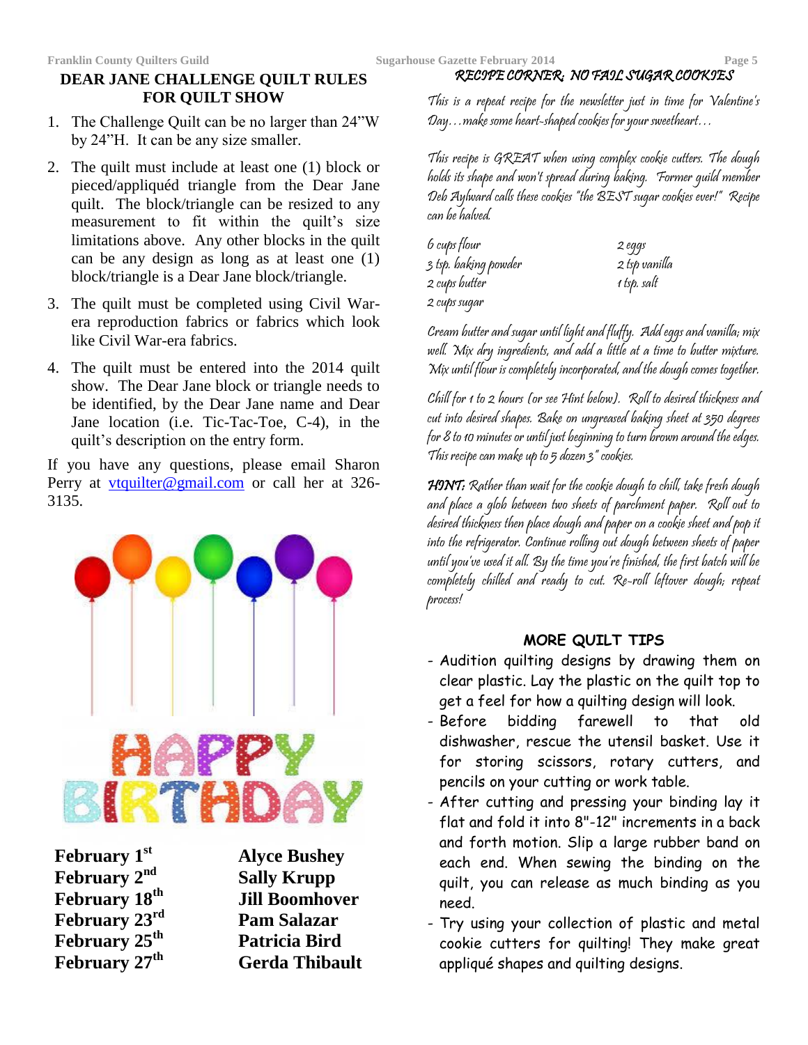## DEAR JANE CHALLENGE QUILT RULES FOR QUILT SHOW

1. The Challenge Quilt can be no larger than 24"W by 24"H. It can be any size smaller.
2. The quilt must include at least one (1) block or pieced/appliquéd triangle from the Dear Jane quilt. The block/triangle can be resized to any measurement to fit within the quilt's size limitations above. Any other blocks in the quilt can be any design as long as at least one (1) block/triangle is a Dear Jane block/triangle.
3. The quilt must be completed using Civil War-era reproduction fabrics or fabrics which look like Civil War-era fabrics.
4. The quilt must be entered into the 2014 quilt show. The Dear Jane block or triangle needs to be identified, by the Dear Jane name and Dear Jane location (i.e. Tic-Tac-Toe, C-4), in the quilt's description on the entry form.

If you have any questions, please email Sharon Perry at vtquilter@gmail.com or call her at 326-3135.

HAPPY BIRTHDAY

| | |
|---|---|
| **February 1st** | **Alyce Bushey** |
| **February 2nd** | **Sally Krupp** |
| **February 18th** | **Jill Boomhover** |
| **February 23rd** | **Pam Salazar** |
| **February 25th** | **Patricia Bird** |
| **February 27th** | **Gerda Thibault** |

## RECIPE CORNER: NO FAIL SUGAR COOKIES

*This is a repeat recipe for the newsletter just in time for Valentine's Day…make some heart-shaped cookies for your sweetheart…*

*This recipe is GREAT when using complex cookie cutters. The dough holds its shape and won't spread during baking. Former guild member Deb Aylward calls these cookies "the BEST sugar cookies ever!" Recipe can be halved.*

| | |
|---|---|
| 6 cups flour | 2 eggs |
| 3 tsp. baking powder | 2 tsp vanilla |
| 2 cups butter | 1 tsp. salt |
| 2 cups sugar | |

*Cream butter and sugar until light and fluffy. Add eggs and vanilla; mix well. Mix dry ingredients, and add a little at a time to butter mixture. Mix until flour is completely incorporated, and the dough comes together.*

*Chill for 1 to 2 hours (or see Hint below). Roll to desired thickness and cut into desired shapes. Bake on ungreased baking sheet at 350 degrees for 8 to 10 minutes or until just beginning to turn brown around the edges. This recipe can make up to 5 dozen 3" cookies.*

***HINT:*** *Rather than wait for the cookie dough to chill, take fresh dough and place a glob between two sheets of parchment paper. Roll out to desired thickness then place dough and paper on a cookie sheet and pop it into the refrigerator. Continue rolling out dough between sheets of paper until you've used it all. By the time you're finished, the first batch will be completely chilled and ready to cut. Re-roll leftover dough; repeat process!*

### MORE QUILT TIPS

- Audition quilting designs by drawing them on clear plastic. Lay the plastic on the quilt top to get a feel for how a quilting design will look.
- Before bidding farewell to that old dishwasher, rescue the utensil basket. Use it for storing scissors, rotary cutters, and pencils on your cutting or work table.
- After cutting and pressing your binding lay it flat and fold it into 8"-12" increments in a back and forth motion. Slip a large rubber band on each end. When sewing the binding on the quilt, you can release as much binding as you need.
- Try using your collection of plastic and metal cookie cutters for quilting! They make great appliqué shapes and quilting designs.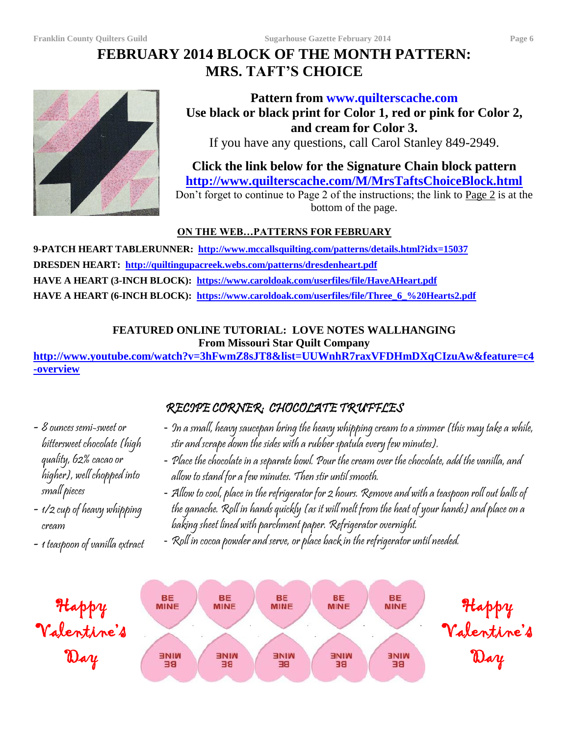# FEBRUARY 2014 BLOCK OF THE MONTH PATTERN: MRS. TAFT'S CHOICE

**Pattern from www.quilterscache.com**

**Use black or black print for Color 1, red or pink for Color 2, and cream for Color 3.**

If you have any questions, call Carol Stanley 849-2949.

**Click the link below for the Signature Chain block pattern**

**http://www.quilterscache.com/M/MrsTaftsChoiceBlock.html**

Don't forget to continue to Page 2 of the instructions; the link to Page 2 is at the bottom of the page.

## ON THE WEB…PATTERNS FOR FEBRUARY

**9-PATCH HEART TABLERUNNER:** http://www.mccallsquilting.com/patterns/details.html?idx=15037

**DRESDEN HEART:** http://quiltingupacreek.webs.com/patterns/dresdenheart.pdf

**HAVE A HEART (3-INCH BLOCK):** https://www.caroldoak.com/userfiles/file/HaveAHeart.pdf

**HAVE A HEART (6-INCH BLOCK):** https://www.caroldoak.com/userfiles/file/Three_6_%20Hearts2.pdf

## FEATURED ONLINE TUTORIAL: LOVE NOTES WALLHANGING

**From Missouri Star Quilt Company**

http://www.youtube.com/watch?v=3hFwmZ8sJT8&list=UUWnhR7raxVFDHmDXqCIzuAw&feature=c4-overview

## RECIPE CORNER: CHOCOLATE TRUFFLES

- 8 ounces semi-sweet or bittersweet chocolate (high quality, 62% cacao or higher), well chopped into small pieces
- 1/2 cup of heavy whipping cream
- 1 teaspoon of vanilla extract

- In a small, heavy saucepan bring the heavy whipping cream to a simmer (this may take a while, stir and scrape down the sides with a rubber spatula every few minutes).
- Place the chocolate in a separate bowl. Pour the cream over the chocolate, add the vanilla, and allow to stand for a few minutes. Then stir until smooth.
- Allow to cool, place in the refrigerator for 2 hours. Remove and with a teaspoon roll out balls of the ganache. Roll in hands quickly (as it will melt from the heat of your hands) and place on a baking sheet lined with parchment paper. Refrigerator overnight.
- Roll in cocoa powder and serve, or place back in the refrigerator until needed.

Happy Valentine's Day

Happy Valentine's Day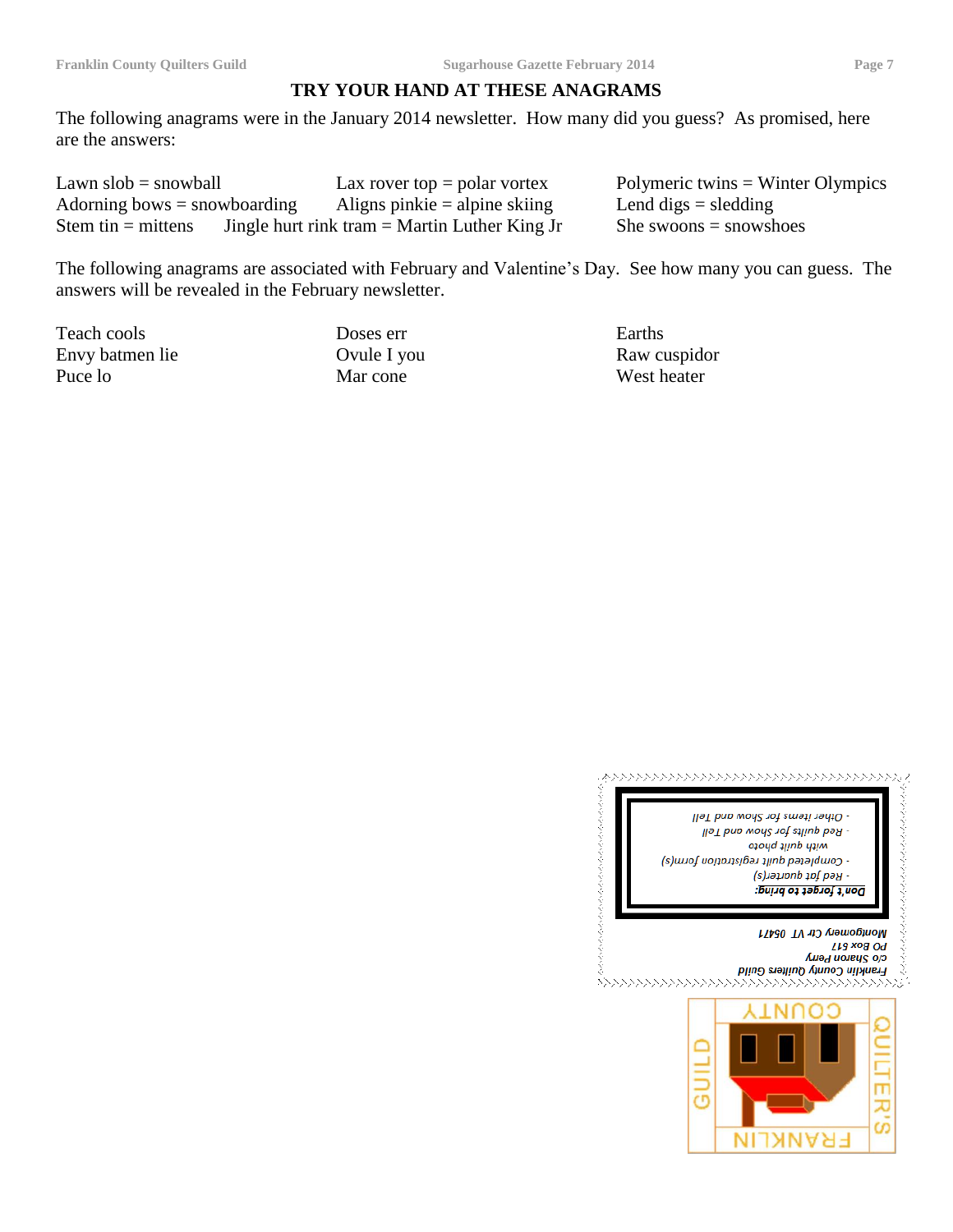## TRY YOUR HAND AT THESE ANAGRAMS

The following anagrams were in the January 2014 newsletter. How many did you guess? As promised, here are the answers:

Lawn slob = snowball
Adorning bows = snowboarding
Stem tin = mittens
Lax rover top = polar vortex
Aligns pinkie = alpine skiing
Jingle hurt rink tram = Martin Luther King Jr
Polymeric twins = Winter Olympics
Lend digs = sledding
She swoons = snowshoes

The following anagrams are associated with February and Valentine's Day. See how many you can guess. The answers will be revealed in the February newsletter.

Teach cools
Envy batmen lie
Puce lo
Doses err
Ovule I you
Mar cone
Earths
Raw cuspidor
West heater

**Don't forget to bring:**
- Red fat quarter(s)
- Completed quilt registration form(s) with quilt photo
- Red quilts for Show and Tell
- Other items for Show and Tell

Franklin County Quilters Guild
c/o Sharon Perry
PO Box 517
Montgomery Ctr VT 05471

FRANKLIN COUNTY QUILTER'S GUILD